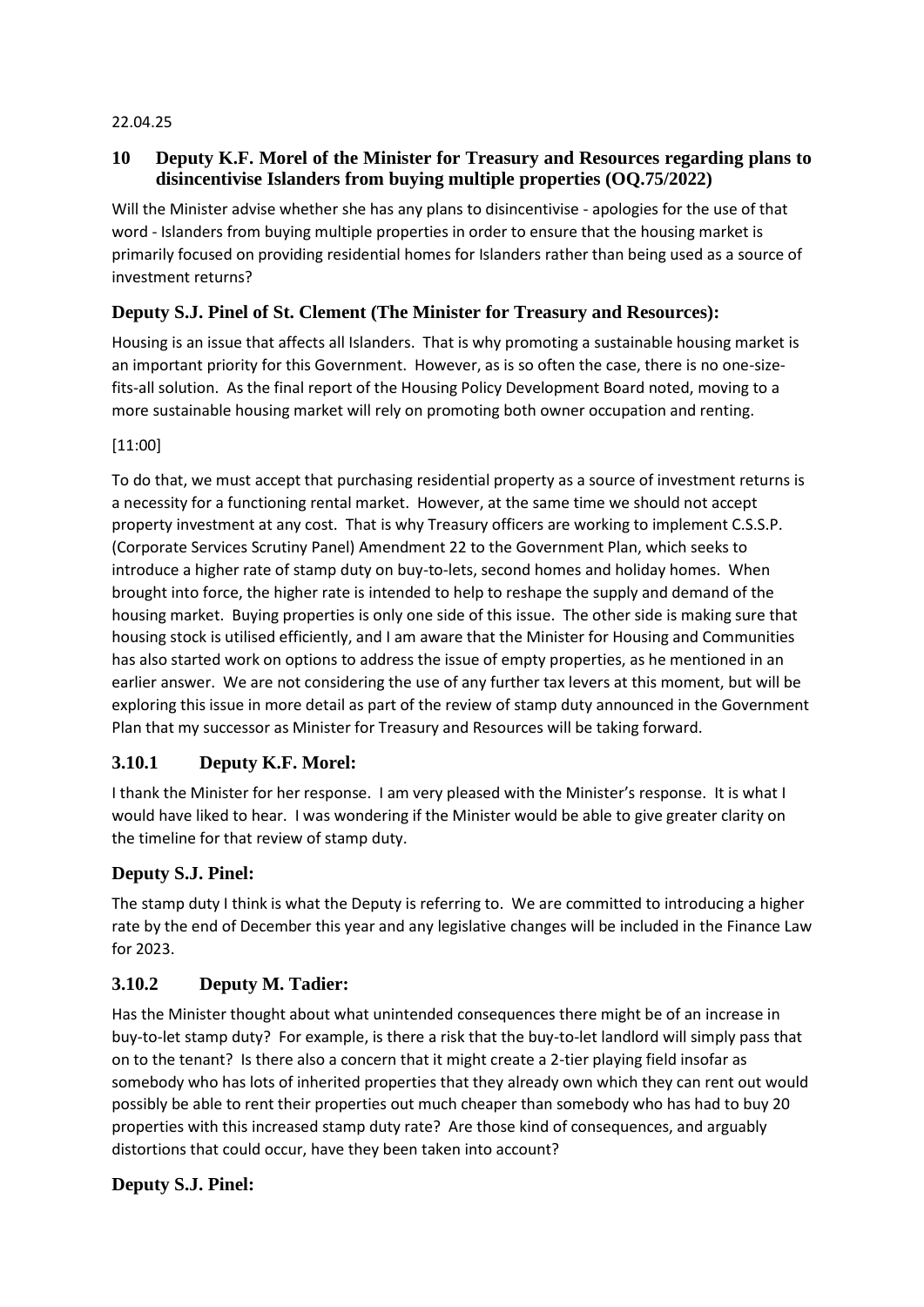22.04.25

## 10 Deputy K.F. Morel of the Minister for Treasury and Resources regarding plans to disincentivise Islanders from buying multiple properties (OQ.75/2022)

Will the Minister advise whether she has any plans to disincentivise - apologies for the use of that word - Islanders from buying multiple properties in order to ensure that the housing market is primarily focused on providing residential homes for Islanders rather than being used as a source of investment returns?

### Deputy S.J. Pinel of St. Clement (The Minister for Treasury and Resources):

Housing is an issue that affects all Islanders. That is why promoting a sustainable housing market is an important priority for this Government. However, as is so often the case, there is no one-size-fits-all solution. As the final report of the Housing Policy Development Board noted, moving to a more sustainable housing market will rely on promoting both owner occupation and renting.

[11:00]

To do that, we must accept that purchasing residential property as a source of investment returns is a necessity for a functioning rental market. However, at the same time we should not accept property investment at any cost. That is why Treasury officers are working to implement C.S.S.P. (Corporate Services Scrutiny Panel) Amendment 22 to the Government Plan, which seeks to introduce a higher rate of stamp duty on buy-to-lets, second homes and holiday homes. When brought into force, the higher rate is intended to help to reshape the supply and demand of the housing market. Buying properties is only one side of this issue. The other side is making sure that housing stock is utilised efficiently, and I am aware that the Minister for Housing and Communities has also started work on options to address the issue of empty properties, as he mentioned in an earlier answer. We are not considering the use of any further tax levers at this moment, but will be exploring this issue in more detail as part of the review of stamp duty announced in the Government Plan that my successor as Minister for Treasury and Resources will be taking forward.

### 3.10.1 Deputy K.F. Morel:

I thank the Minister for her response. I am very pleased with the Minister's response. It is what I would have liked to hear. I was wondering if the Minister would be able to give greater clarity on the timeline for that review of stamp duty.

### Deputy S.J. Pinel:

The stamp duty I think is what the Deputy is referring to. We are committed to introducing a higher rate by the end of December this year and any legislative changes will be included in the Finance Law for 2023.

### 3.10.2 Deputy M. Tadier:

Has the Minister thought about what unintended consequences there might be of an increase in buy-to-let stamp duty? For example, is there a risk that the buy-to-let landlord will simply pass that on to the tenant? Is there also a concern that it might create a 2-tier playing field insofar as somebody who has lots of inherited properties that they already own which they can rent out would possibly be able to rent their properties out much cheaper than somebody who has had to buy 20 properties with this increased stamp duty rate? Are those kind of consequences, and arguably distortions that could occur, have they been taken into account?

### Deputy S.J. Pinel: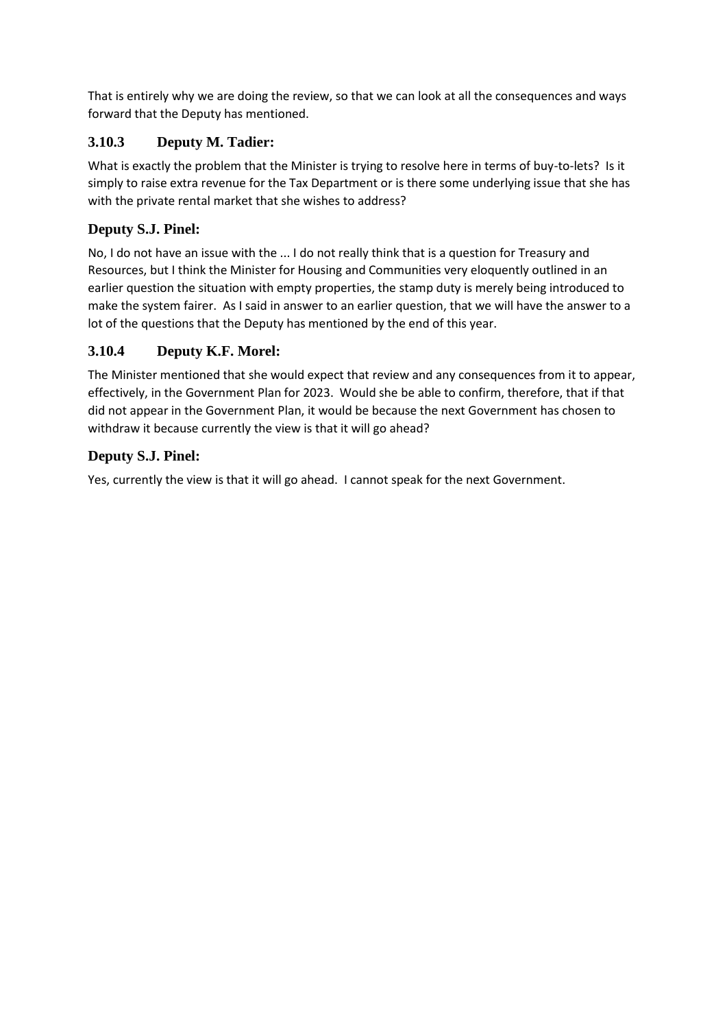That is entirely why we are doing the review, so that we can look at all the consequences and ways forward that the Deputy has mentioned.

### 3.10.3 Deputy M. Tadier:

What is exactly the problem that the Minister is trying to resolve here in terms of buy-to-lets? Is it simply to raise extra revenue for the Tax Department or is there some underlying issue that she has with the private rental market that she wishes to address?

### Deputy S.J. Pinel:

No, I do not have an issue with the ... I do not really think that is a question for Treasury and Resources, but I think the Minister for Housing and Communities very eloquently outlined in an earlier question the situation with empty properties, the stamp duty is merely being introduced to make the system fairer. As I said in answer to an earlier question, that we will have the answer to a lot of the questions that the Deputy has mentioned by the end of this year.

### 3.10.4 Deputy K.F. Morel:

The Minister mentioned that she would expect that review and any consequences from it to appear, effectively, in the Government Plan for 2023. Would she be able to confirm, therefore, that if that did not appear in the Government Plan, it would be because the next Government has chosen to withdraw it because currently the view is that it will go ahead?

### Deputy S.J. Pinel:

Yes, currently the view is that it will go ahead. I cannot speak for the next Government.